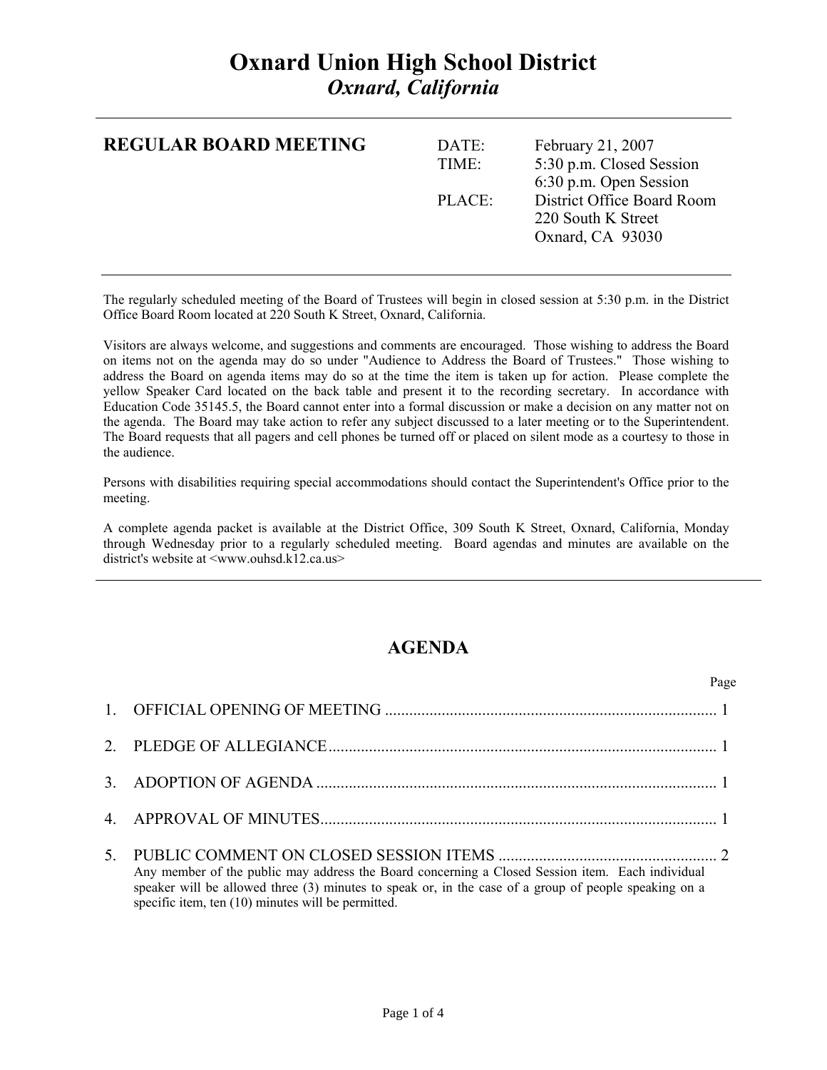# Oxnard Union High School District

## *Oxnard, California*

---

**REGULAR BOARD MEETING**

| | |
|---|---|
| DATE: | February 21, 2007 |
| TIME: | 5:30 p.m. Closed Session<br>6:30 p.m. Open Session |
| PLACE: | District Office Board Room<br>220 South K Street<br>Oxnard, CA 93030 |

---

The regularly scheduled meeting of the Board of Trustees will begin in closed session at 5:30 p.m. in the District Office Board Room located at 220 South K Street, Oxnard, California.

Visitors are always welcome, and suggestions and comments are encouraged. Those wishing to address the Board on items not on the agenda may do so under "Audience to Address the Board of Trustees." Those wishing to address the Board on agenda items may do so at the time the item is taken up for action. Please complete the yellow Speaker Card located on the back table and present it to the recording secretary. In accordance with Education Code 35145.5, the Board cannot enter into a formal discussion or make a decision on any matter not on the agenda. The Board may take action to refer any subject discussed to a later meeting or to the Superintendent. The Board requests that all pagers and cell phones be turned off or placed on silent mode as a courtesy to those in the audience.

Persons with disabilities requiring special accommodations should contact the Superintendent's Office prior to the meeting.

A complete agenda packet is available at the District Office, 309 South K Street, Oxnard, California, Monday through Wednesday prior to a regularly scheduled meeting. Board agendas and minutes are available on the district's website at <www.ouhsd.k12.ca.us>

---

## AGENDA

| | Page |
|---|---|
| 1. OFFICIAL OPENING OF MEETING | 1 |
| 2. PLEDGE OF ALLEGIANCE | 1 |
| 3. ADOPTION OF AGENDA | 1 |
| 4. APPROVAL OF MINUTES | 1 |
| 5. PUBLIC COMMENT ON CLOSED SESSION ITEMS | 2 |

Any member of the public may address the Board concerning a Closed Session item. Each individual speaker will be allowed three (3) minutes to speak or, in the case of a group of people speaking on a specific item, ten (10) minutes will be permitted.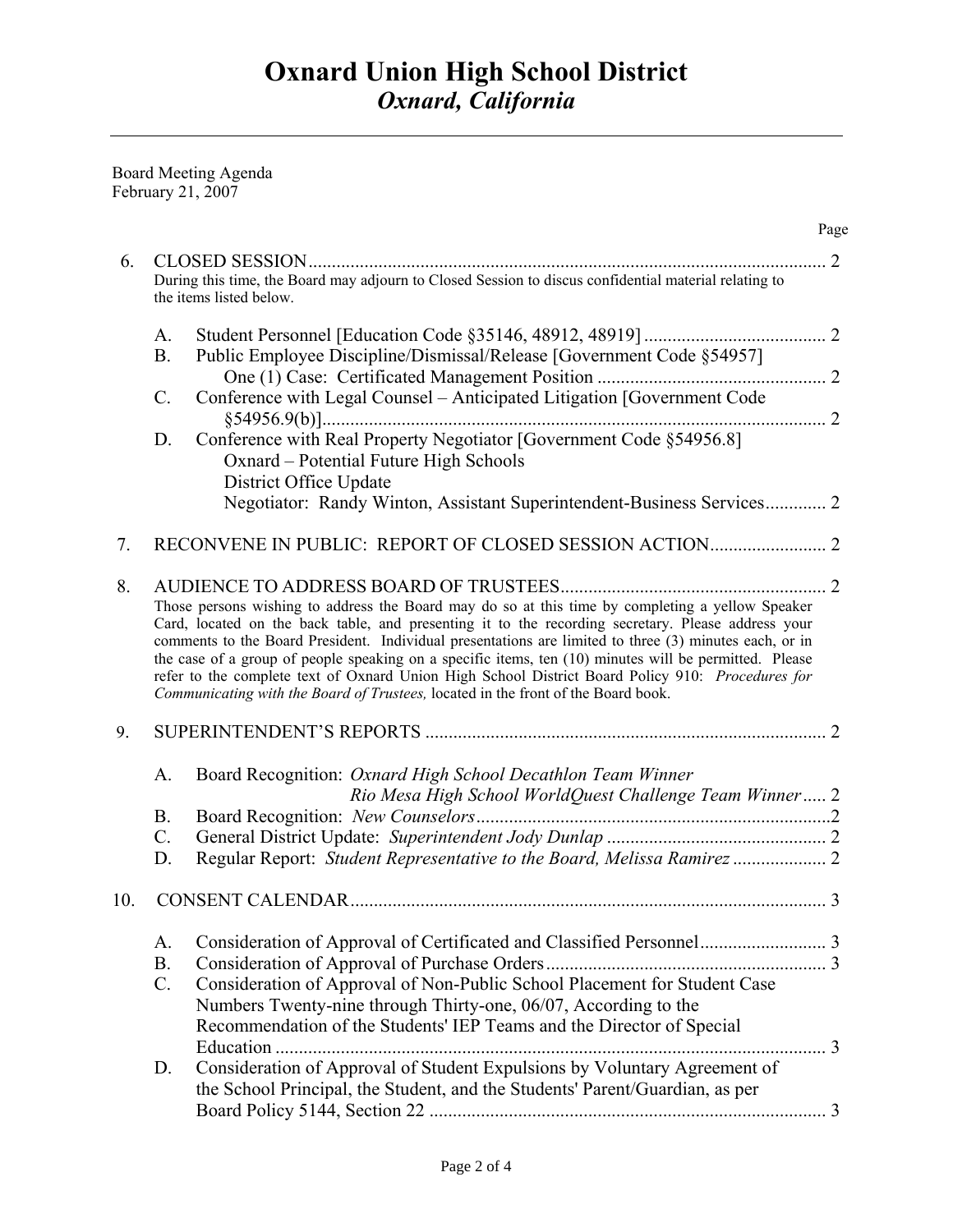# Oxnard Union High School District
## *Oxnard, California*

Board Meeting Agenda
February 21, 2007

Page

6. CLOSED SESSION ........................................................................................................... 2
   During this time, the Board may adjourn to Closed Session to discus confidential material relating to the items listed below.

   A. Student Personnel [Education Code §35146, 48912, 48919] ...................................... 2
   B. Public Employee Discipline/Dismissal/Release [Government Code §54957]
      One (1) Case: Certificated Management Position ................................................ 2
   C. Conference with Legal Counsel – Anticipated Litigation [Government Code §54956.9(b)]........................................................................................................... 2
   D. Conference with Real Property Negotiator [Government Code §54956.8]
      Oxnard – Potential Future High Schools
      District Office Update
      Negotiator: Randy Winton, Assistant Superintendent-Business Services............. 2

7. RECONVENE IN PUBLIC: REPORT OF CLOSED SESSION ACTION......................... 2

8. AUDIENCE TO ADDRESS BOARD OF TRUSTEES......................................................... 2
   Those persons wishing to address the Board may do so at this time by completing a yellow Speaker Card, located on the back table, and presenting it to the recording secretary. Please address your comments to the Board President. Individual presentations are limited to three (3) minutes each, or in the case of a group of people speaking on a specific items, ten (10) minutes will be permitted. Please refer to the complete text of Oxnard Union High School District Board Policy 910: *Procedures for Communicating with the Board of Trustees,* located in the front of the Board book.

9. SUPERINTENDENT'S REPORTS ...................................................................................... 2

   A. Board Recognition: *Oxnard High School Decathlon Team Winner*
      *Rio Mesa High School WorldQuest Challenge Team Winner* ..... 2
   B. Board Recognition: *New Counselors*............................................................................2
   C. General District Update: *Superintendent Jody Dunlap* .............................................. 2
   D. Regular Report: *Student Representative to the Board, Melissa Ramirez* .................... 2

10. CONSENT CALENDAR...................................................................................................... 3

    A. Consideration of Approval of Certificated and Classified Personnel........................... 3
    B. Consideration of Approval of Purchase Orders............................................................ 3
    C. Consideration of Approval of Non-Public School Placement for Student Case Numbers Twenty-nine through Thirty-one, 06/07, According to the Recommendation of the Students' IEP Teams and the Director of Special Education ...................................................................................................................... 3
    D. Consideration of Approval of Student Expulsions by Voluntary Agreement of the School Principal, the Student, and the Students' Parent/Guardian, as per Board Policy 5144, Section 22 ..................................................................................... 3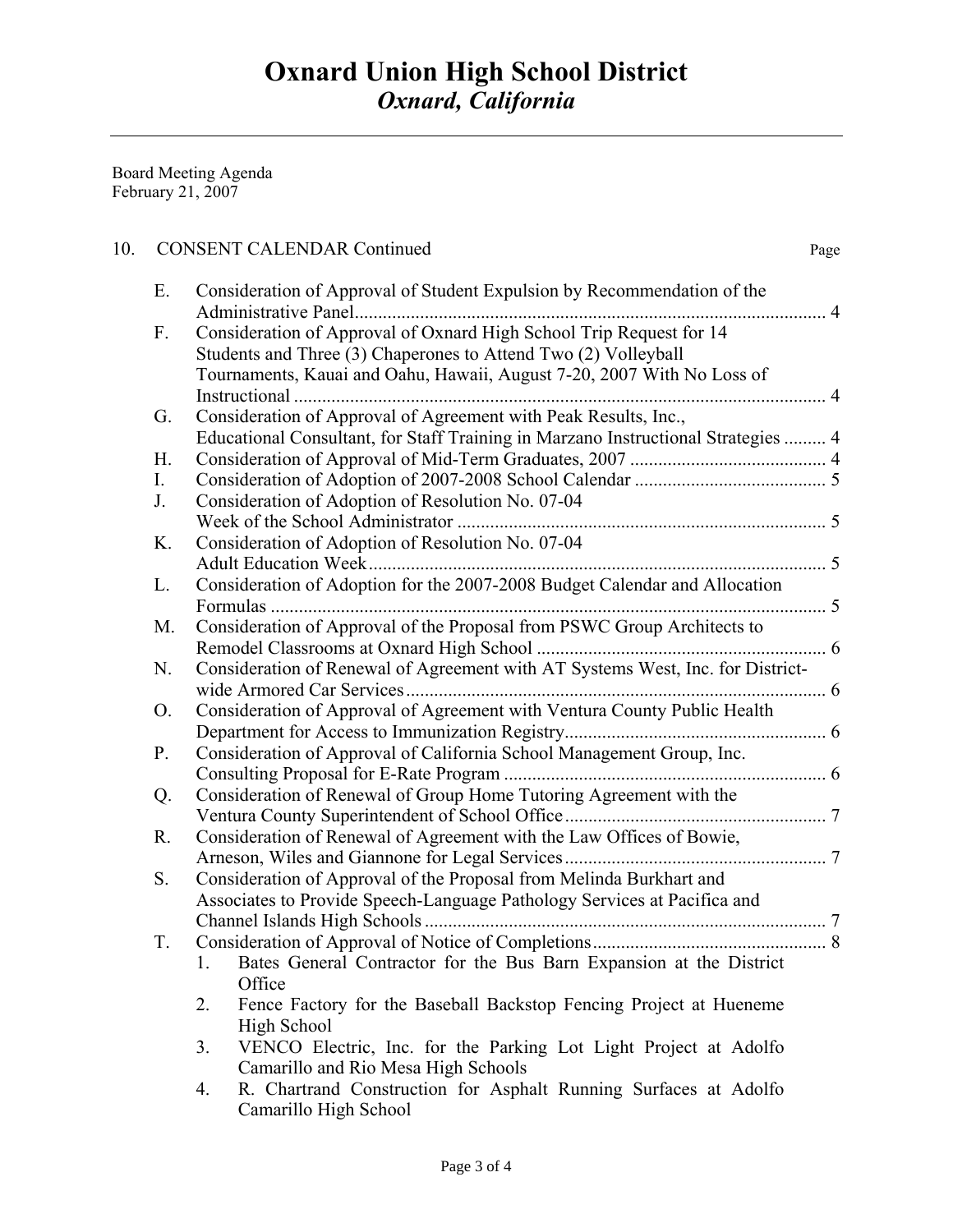# Oxnard Union High School District
## *Oxnard, California*

Board Meeting Agenda
February 21, 2007

10. CONSENT CALENDAR Continued — Page

- E. Consideration of Approval of Student Expulsion by Recommendation of the Administrative Panel.................................................................................................... 4
- F. Consideration of Approval of Oxnard High School Trip Request for 14 Students and Three (3) Chaperones to Attend Two (2) Volleyball Tournaments, Kauai and Oahu, Hawaii, August 7-20, 2007 With No Loss of Instructional .................................................................................................................. 4
- G. Consideration of Approval of Agreement with Peak Results, Inc., Educational Consultant, for Staff Training in Marzano Instructional Strategies ......... 4
- H. Consideration of Approval of Mid-Term Graduates, 2007 .......................................... 4
- I. Consideration of Adoption of 2007-2008 School Calendar ......................................... 5
- J. Consideration of Adoption of Resolution No. 07-04 Week of the School Administrator ............................................................................... 5
- K. Consideration of Adoption of Resolution No. 07-04 Adult Education Week.................................................................................................. 5
- L. Consideration of Adoption for the 2007-2008 Budget Calendar and Allocation Formulas ....................................................................................................................... 5
- M. Consideration of Approval of the Proposal from PSWC Group Architects to Remodel Classrooms at Oxnard High School ............................................................. 6
- N. Consideration of Renewal of Agreement with AT Systems West, Inc. for District-wide Armored Car Services.......................................................................................... 6
- O. Consideration of Approval of Agreement with Ventura County Public Health Department for Access to Immunization Registry........................................................ 6
- P. Consideration of Approval of California School Management Group, Inc. Consulting Proposal for E-Rate Program ..................................................................... 6
- Q. Consideration of Renewal of Group Home Tutoring Agreement with the Ventura County Superintendent of School Office........................................................ 7
- R. Consideration of Renewal of Agreement with the Law Offices of Bowie, Arneson, Wiles and Giannone for Legal Services........................................................ 7
- S. Consideration of Approval of the Proposal from Melinda Burkhart and Associates to Provide Speech-Language Pathology Services at Pacifica and Channel Islands High Schools ...................................................................................... 7
- T. Consideration of Approval of Notice of Completions.................................................. 8
    1. Bates General Contractor for the Bus Barn Expansion at the District Office
    2. Fence Factory for the Baseball Backstop Fencing Project at Hueneme High School
    3. VENCO Electric, Inc. for the Parking Lot Light Project at Adolfo Camarillo and Rio Mesa High Schools
    4. R. Chartrand Construction for Asphalt Running Surfaces at Adolfo Camarillo High School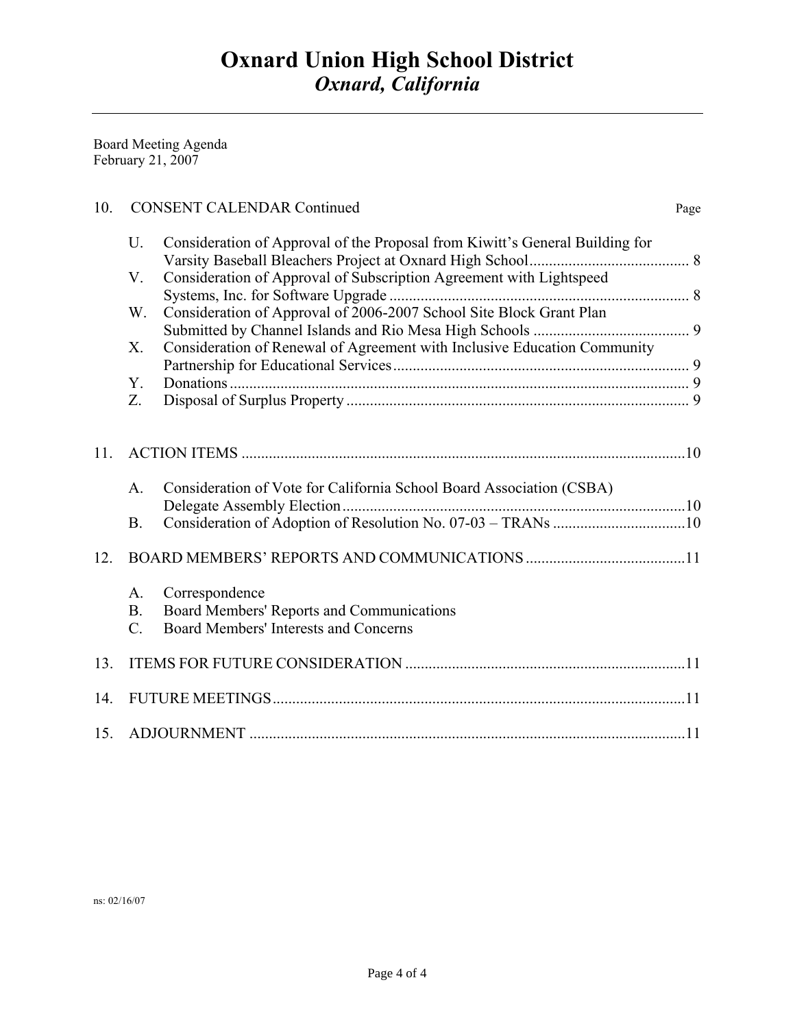# Oxnard Union High School District
## *Oxnard, California*

Board Meeting Agenda
February 21, 2007

10. CONSENT CALENDAR Continued — Page

- U. Consideration of Approval of the Proposal from Kiwitt's General Building for Varsity Baseball Bleachers Project at Oxnard High School.......................................... 8
- V. Consideration of Approval of Subscription Agreement with Lightspeed Systems, Inc. for Software Upgrade ............................................................................ 8
- W. Consideration of Approval of 2006-2007 School Site Block Grant Plan Submitted by Channel Islands and Rio Mesa High Schools ........................................ 9
- X. Consideration of Renewal of Agreement with Inclusive Education Community Partnership for Educational Services........................................................................... 9
- Y. Donations..................................................................................................................... 9
- Z. Disposal of Surplus Property ....................................................................................... 9

11. ACTION ITEMS .................................................................................................................10

- A. Consideration of Vote for California School Board Association (CSBA) Delegate Assembly Election.......................................................................................10
- B. Consideration of Adoption of Resolution No. 07-03 – TRANs ..................................10

12. BOARD MEMBERS' REPORTS AND COMMUNICATIONS .........................................11

- A. Correspondence
- B. Board Members' Reports and Communications
- C. Board Members' Interests and Concerns

13. ITEMS FOR FUTURE CONSIDERATION .......................................................................11

14. FUTURE MEETINGS.........................................................................................................11

15. ADJOURNMENT ...............................................................................................................11

ns: 02/16/07